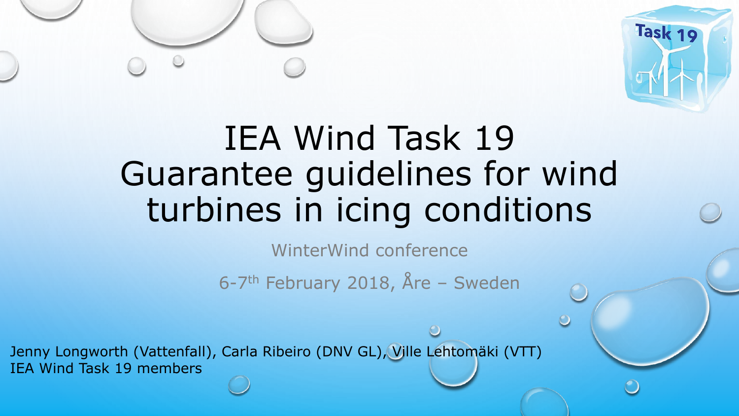# IEA Wind Task 19 Guarantee guidelines for wind turbines in icing conditions

WinterWind conference

6-7th February 2018, Åre – Sweden

Jenny Longworth (Vattenfall), Carla Ribeiro (DNV GL), Ville Lehtomäki (VTT)
IEA Wind Task 19 members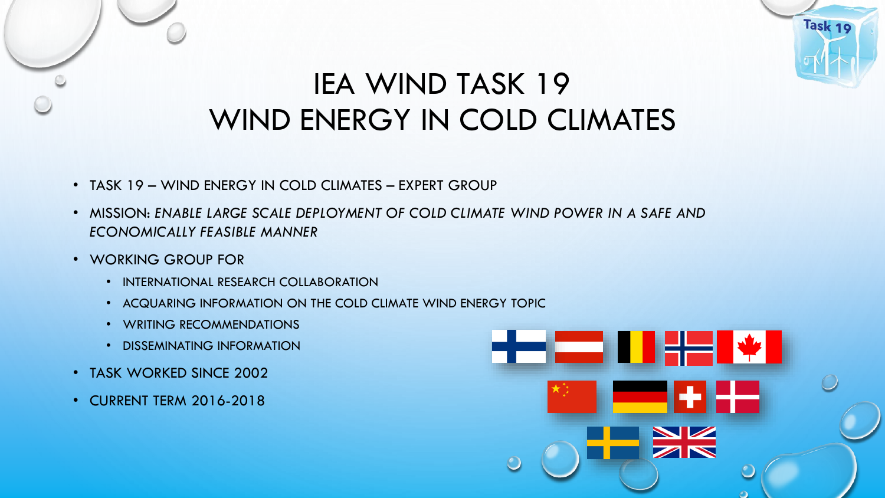# IEA WIND TASK 19
# WIND ENERGY IN COLD CLIMATES

- TASK 19 – WIND ENERGY IN COLD CLIMATES – EXPERT GROUP
- MISSION: *ENABLE LARGE SCALE DEPLOYMENT OF COLD CLIMATE WIND POWER IN A SAFE AND ECONOMICALLY FEASIBLE MANNER*
- WORKING GROUP FOR
  - INTERNATIONAL RESEARCH COLLABORATION
  - ACQUARING INFORMATION ON THE COLD CLIMATE WIND ENERGY TOPIC
  - WRITING RECOMMENDATIONS
  - DISSEMINATING INFORMATION
- TASK WORKED SINCE 2002
- CURRENT TERM 2016-2018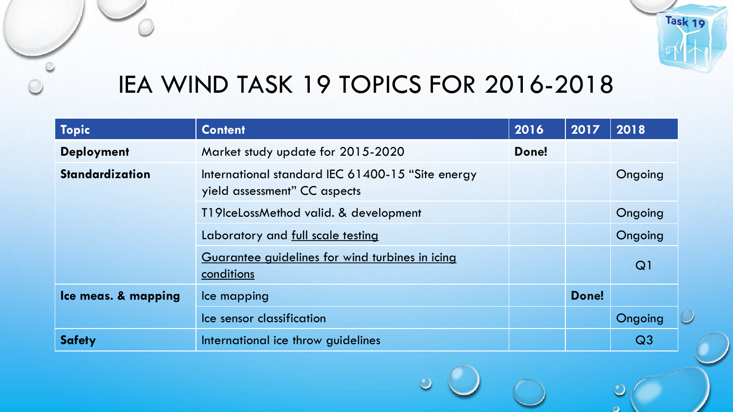# IEA WIND TASK 19 TOPICS FOR 2016-2018

| Topic | Content | 2016 | 2017 | 2018 |
|---|---|---|---|---|
| **Deployment** | Market study update for 2015-2020 | **Done!** | | |
| **Standardization** | International standard IEC 61400-15 "Site energy yield assessment" CC aspects | | | Ongoing |
| | T19IceLossMethod valid. & development | | | Ongoing |
| | Laboratory and full scale testing | | | Ongoing |
| | Guarantee guidelines for wind turbines in icing conditions | | | Q1 |
| **Ice meas. & mapping** | Ice mapping | | **Done!** | |
| | Ice sensor classification | | | Ongoing |
| **Safety** | International ice throw guidelines | | | Q3 |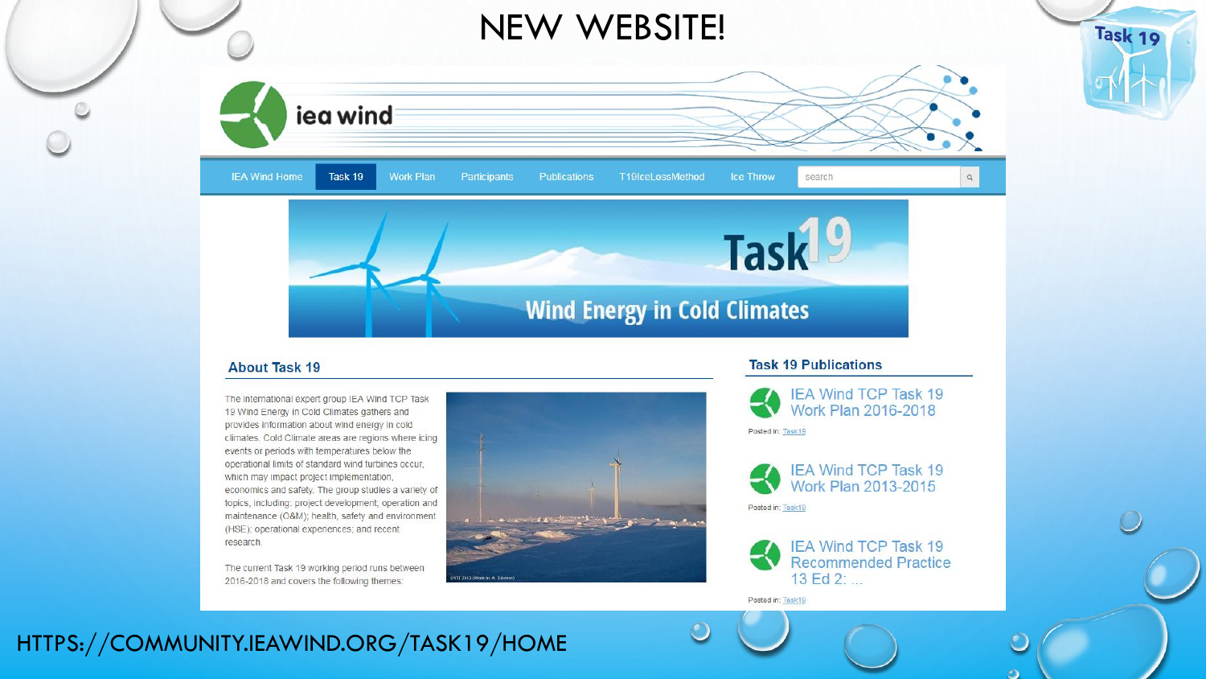# NEW WEBSITE!

iea wind

IEA Wind Home | Task 19 | Work Plan | Participants | Publications | T19IceLossMethod | Ice Throw | search

Task 19

Wind Energy in Cold Climates

## About Task 19

The international expert group IEA Wind TCP Task 19 Wind Energy in Cold Climates gathers and provides information about wind energy in cold climates. Cold Climate areas are regions where icing events or periods with temperatures below the operational limits of standard wind turbines occur, which may impact project implementation, economics and safety. The group studies a variety of topics, including: project development; operation and maintenance (O&M); health, safety and environment (HSE); operational experiences; and recent research.

The current Task 19 working period runs between 2016-2018 and covers the following themes:

## Task 19 Publications

IEA Wind TCP Task 19 Work Plan 2016-2018

Posted in: Task19

IEA Wind TCP Task 19 Work Plan 2013-2015

Posted in: Task19

IEA Wind TCP Task 19 Recommended Practice 13 Ed 2: ...

Posted in: Task19

HTTPS://COMMUNITY.IEAWIND.ORG/TASK19/HOME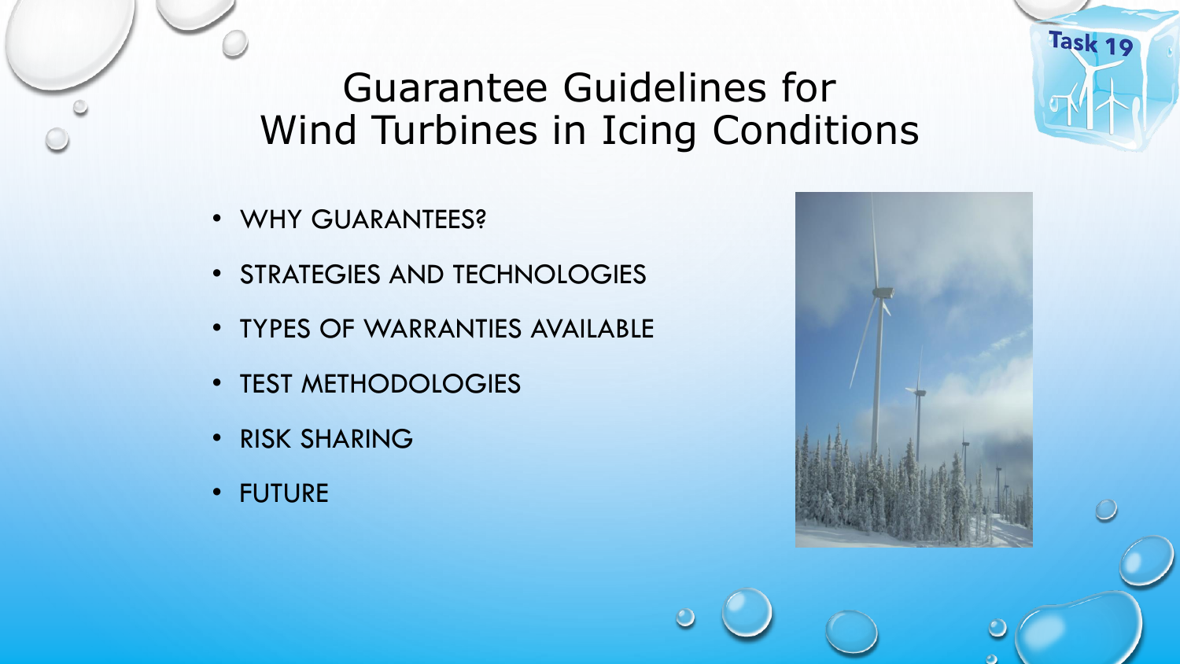# Guarantee Guidelines for Wind Turbines in Icing Conditions

- WHY GUARANTEES?
- STRATEGIES AND TECHNOLOGIES
- TYPES OF WARRANTIES AVAILABLE
- TEST METHODOLOGIES
- RISK SHARING
- FUTURE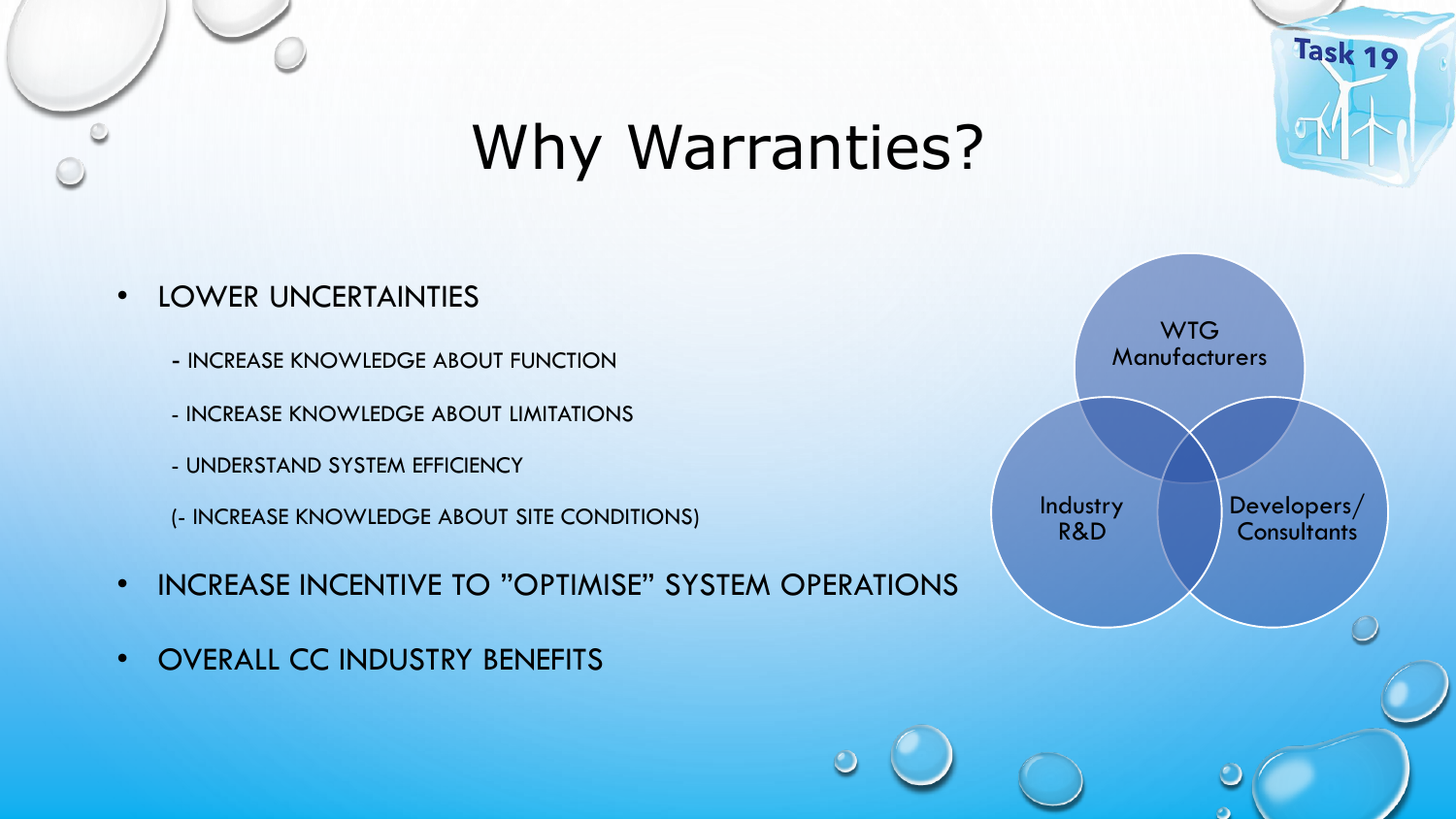# Why Warranties?

- LOWER UNCERTAINTIES
  - INCREASE KNOWLEDGE ABOUT FUNCTION
  - INCREASE KNOWLEDGE ABOUT LIMITATIONS
  - UNDERSTAND SYSTEM EFFICIENCY
  - (- INCREASE KNOWLEDGE ABOUT SITE CONDITIONS)
- INCREASE INCENTIVE TO "OPTIMISE" SYSTEM OPERATIONS
- OVERALL CC INDUSTRY BENEFITS

WTG Manufacturers

Industry R&D

Developers/ Consultants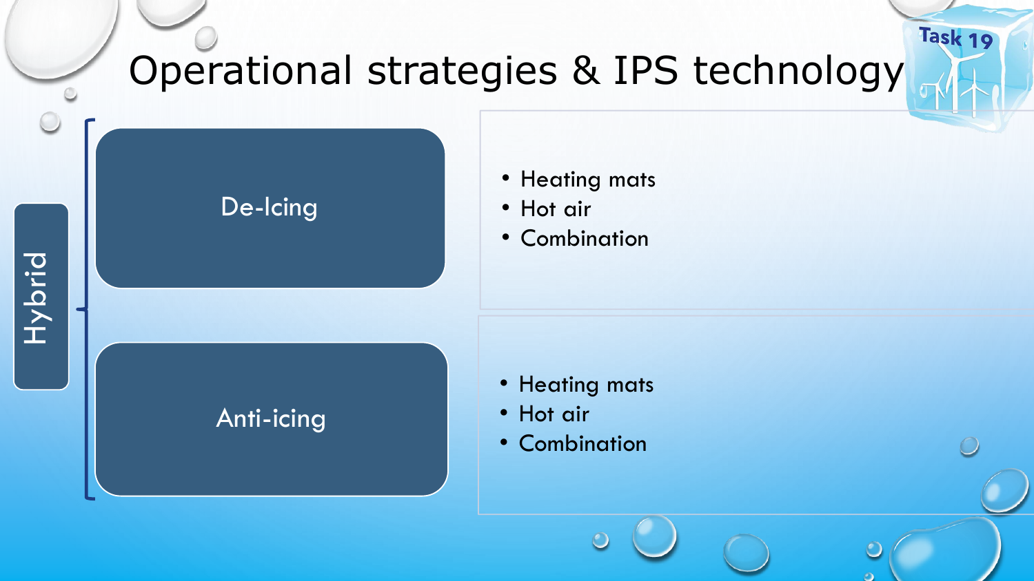# Operational strategies & IPS technology

Task 19

**Hybrid**

## De-Icing

- Heating mats
- Hot air
- Combination

## Anti-icing

- Heating mats
- Hot air
- Combination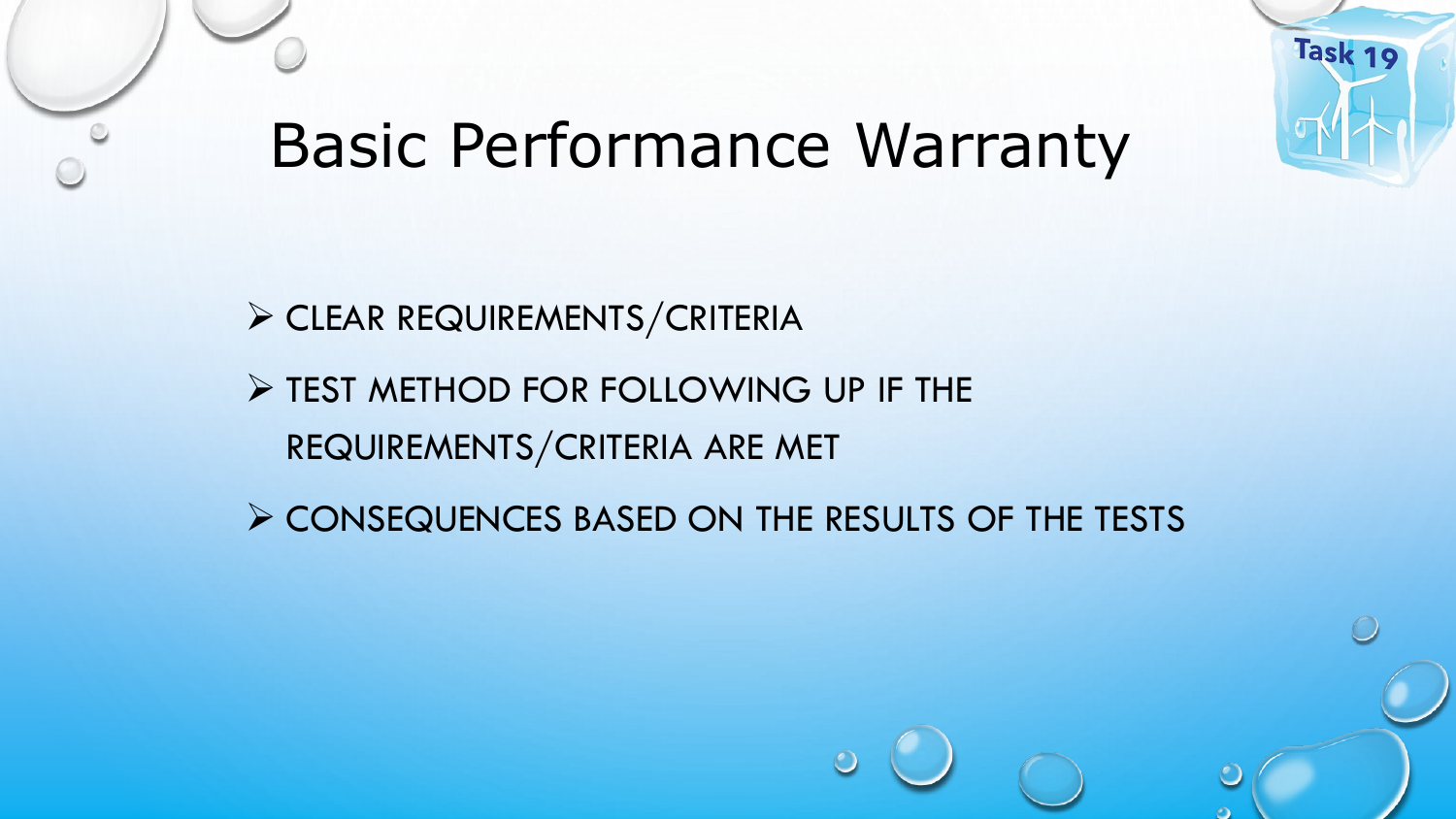# Basic Performance Warranty

- CLEAR REQUIREMENTS/CRITERIA
- TEST METHOD FOR FOLLOWING UP IF THE REQUIREMENTS/CRITERIA ARE MET
- CONSEQUENCES BASED ON THE RESULTS OF THE TESTS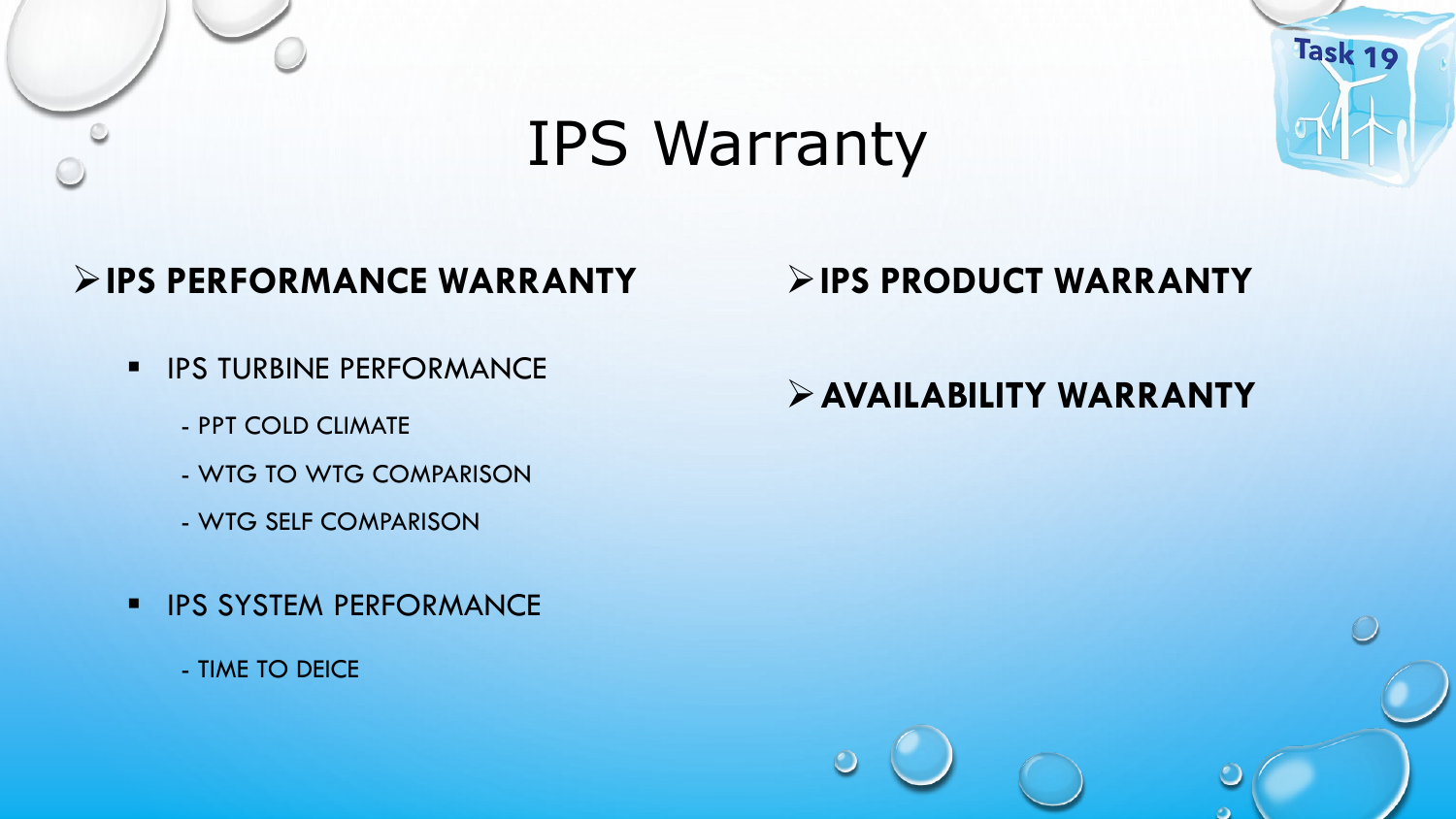# IPS Warranty

- **IPS PERFORMANCE WARRANTY**
  - IPS TURBINE PERFORMANCE
    - PPT COLD CLIMATE
    - WTG TO WTG COMPARISON
    - WTG SELF COMPARISON
  - IPS SYSTEM PERFORMANCE
    - TIME TO DEICE
- **IPS PRODUCT WARRANTY**
- **AVAILABILITY WARRANTY**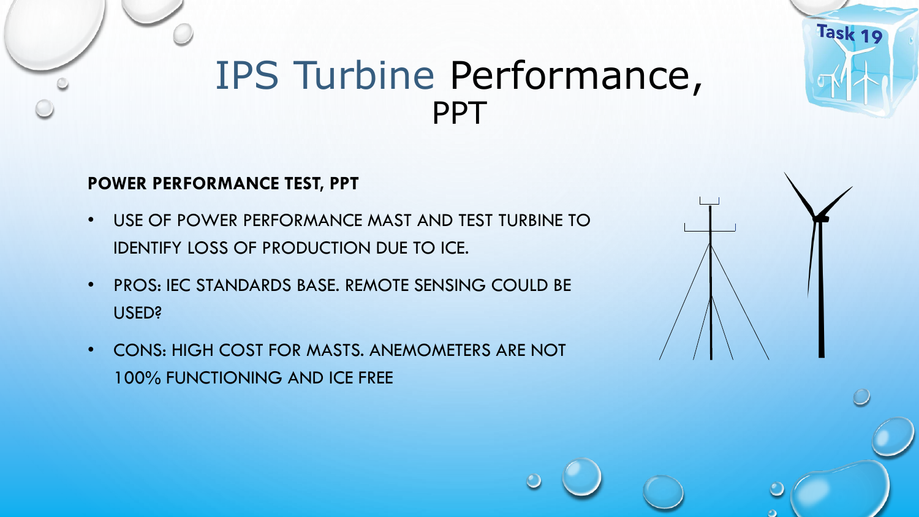# IPS Turbine Performance, PPT

**POWER PERFORMANCE TEST, PPT**

- USE OF POWER PERFORMANCE MAST AND TEST TURBINE TO IDENTIFY LOSS OF PRODUCTION DUE TO ICE.
- PROS: IEC STANDARDS BASE. REMOTE SENSING COULD BE USED?
- CONS: HIGH COST FOR MASTS. ANEMOMETERS ARE NOT 100% FUNCTIONING AND ICE FREE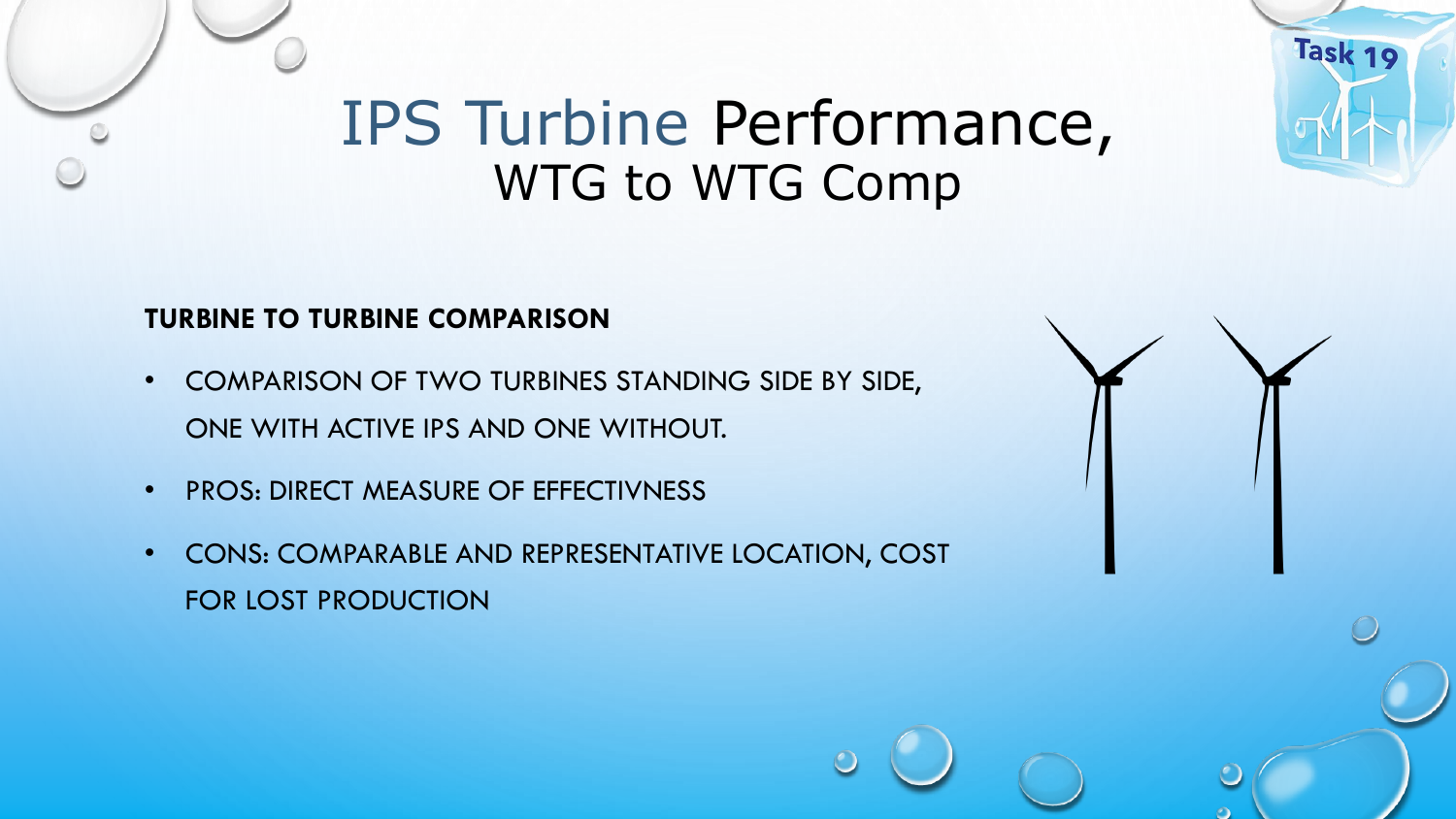# IPS Turbine Performance,
## WTG to WTG Comp

**TURBINE TO TURBINE COMPARISON**

- COMPARISON OF TWO TURBINES STANDING SIDE BY SIDE, ONE WITH ACTIVE IPS AND ONE WITHOUT.
- PROS: DIRECT MEASURE OF EFFECTIVNESS
- CONS: COMPARABLE AND REPRESENTATIVE LOCATION, COST FOR LOST PRODUCTION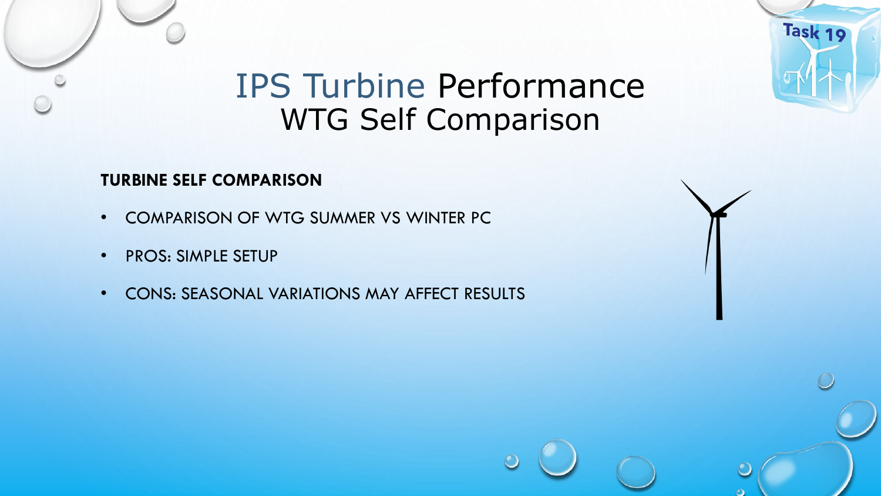# IPS Turbine Performance
## WTG Self Comparison

**TURBINE SELF COMPARISON**

- COMPARISON OF WTG SUMMER VS WINTER PC
- PROS: SIMPLE SETUP
- CONS: SEASONAL VARIATIONS MAY AFFECT RESULTS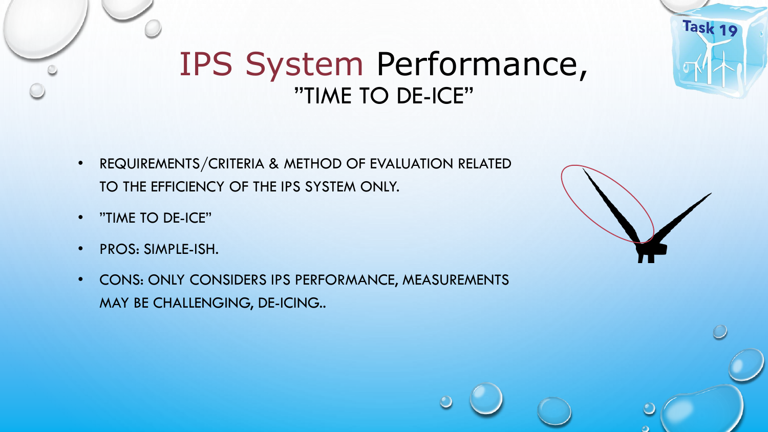# IPS System Performance, ”TIME TO DE-ICE”

- REQUIREMENTS/CRITERIA & METHOD OF EVALUATION RELATED TO THE EFFICIENCY OF THE IPS SYSTEM ONLY.
- ”TIME TO DE-ICE”
- PROS: SIMPLE-ISH.
- CONS: ONLY CONSIDERS IPS PERFORMANCE, MEASUREMENTS MAY BE CHALLENGING, DE-ICING..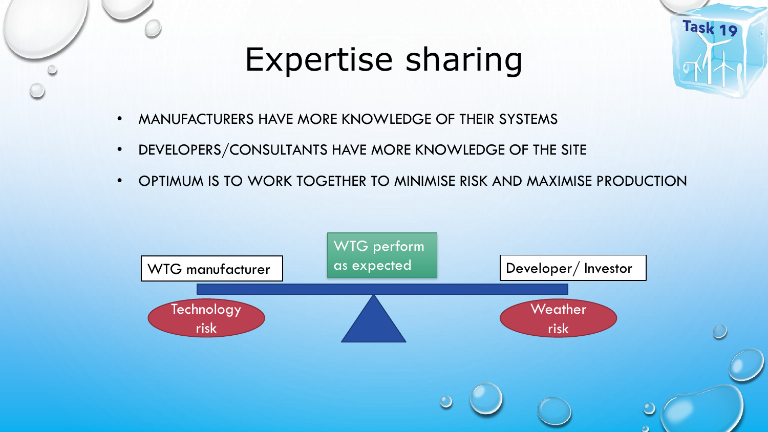# Expertise sharing

- MANUFACTURERS HAVE MORE KNOWLEDGE OF THEIR SYSTEMS
- DEVELOPERS/CONSULTANTS HAVE MORE KNOWLEDGE OF THE SITE
- OPTIMUM IS TO WORK TOGETHER TO MINIMISE RISK AND MAXIMISE PRODUCTION

WTG manufacturer

Technology risk

WTG perform as expected

Developer/ Investor

Weather risk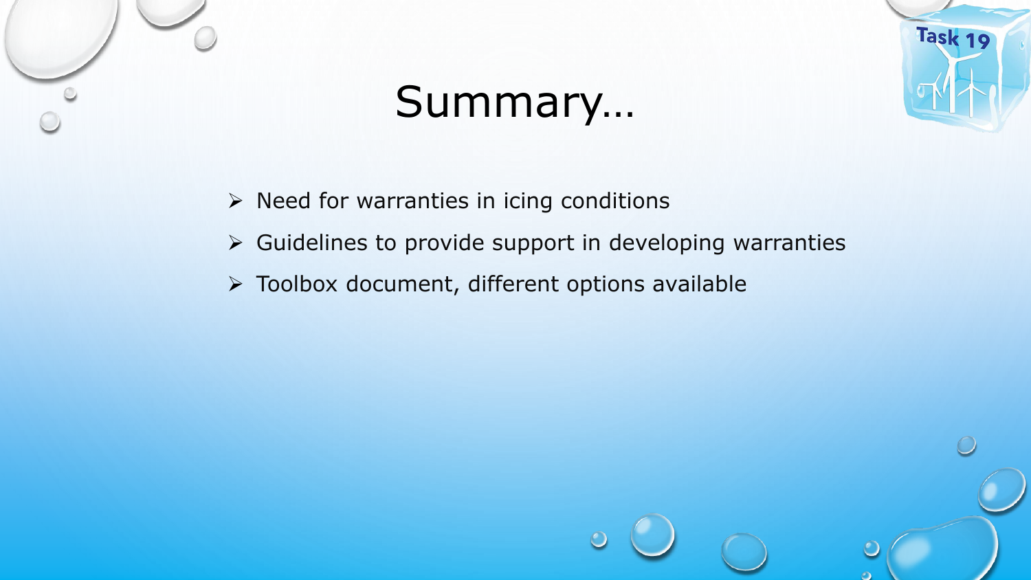# Summary…

- Need for warranties in icing conditions
- Guidelines to provide support in developing warranties
- Toolbox document, different options available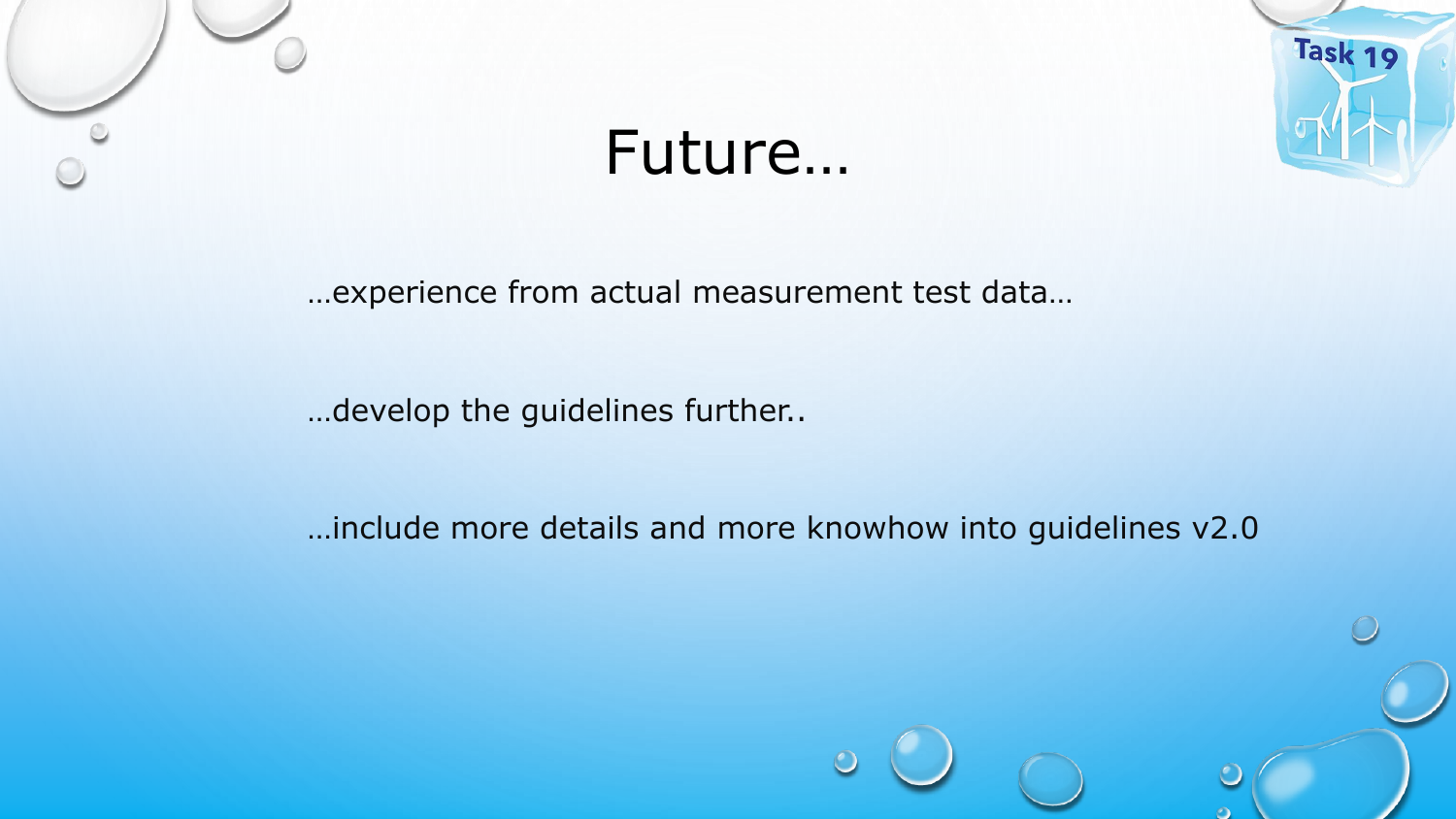# Future…

…experience from actual measurement test data…

…develop the guidelines further..

…include more details and more knowhow into guidelines v2.0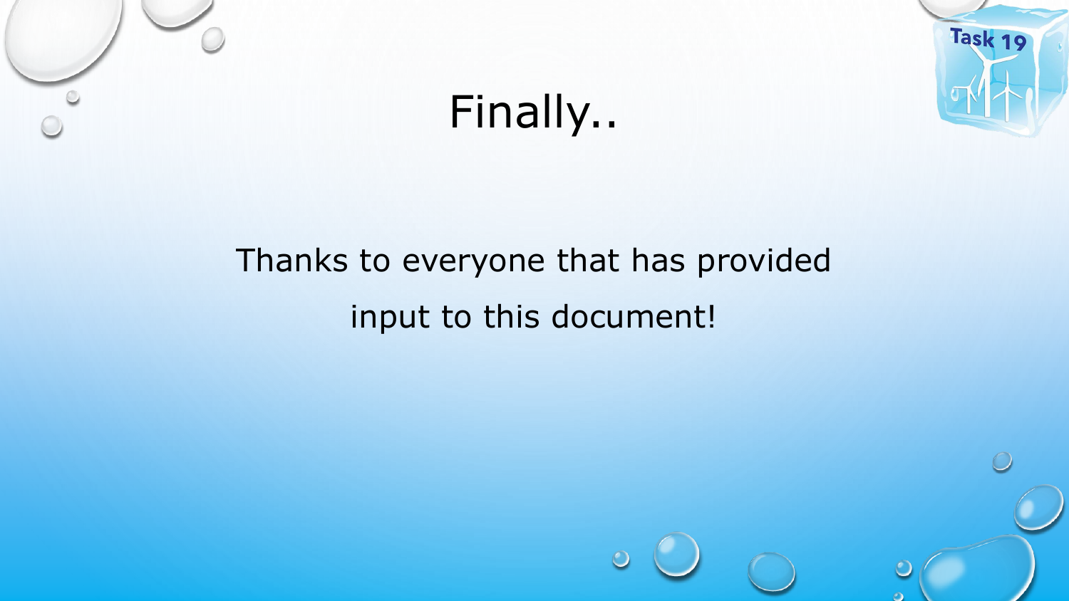# Finally..

Thanks to everyone that has provided input to this document!